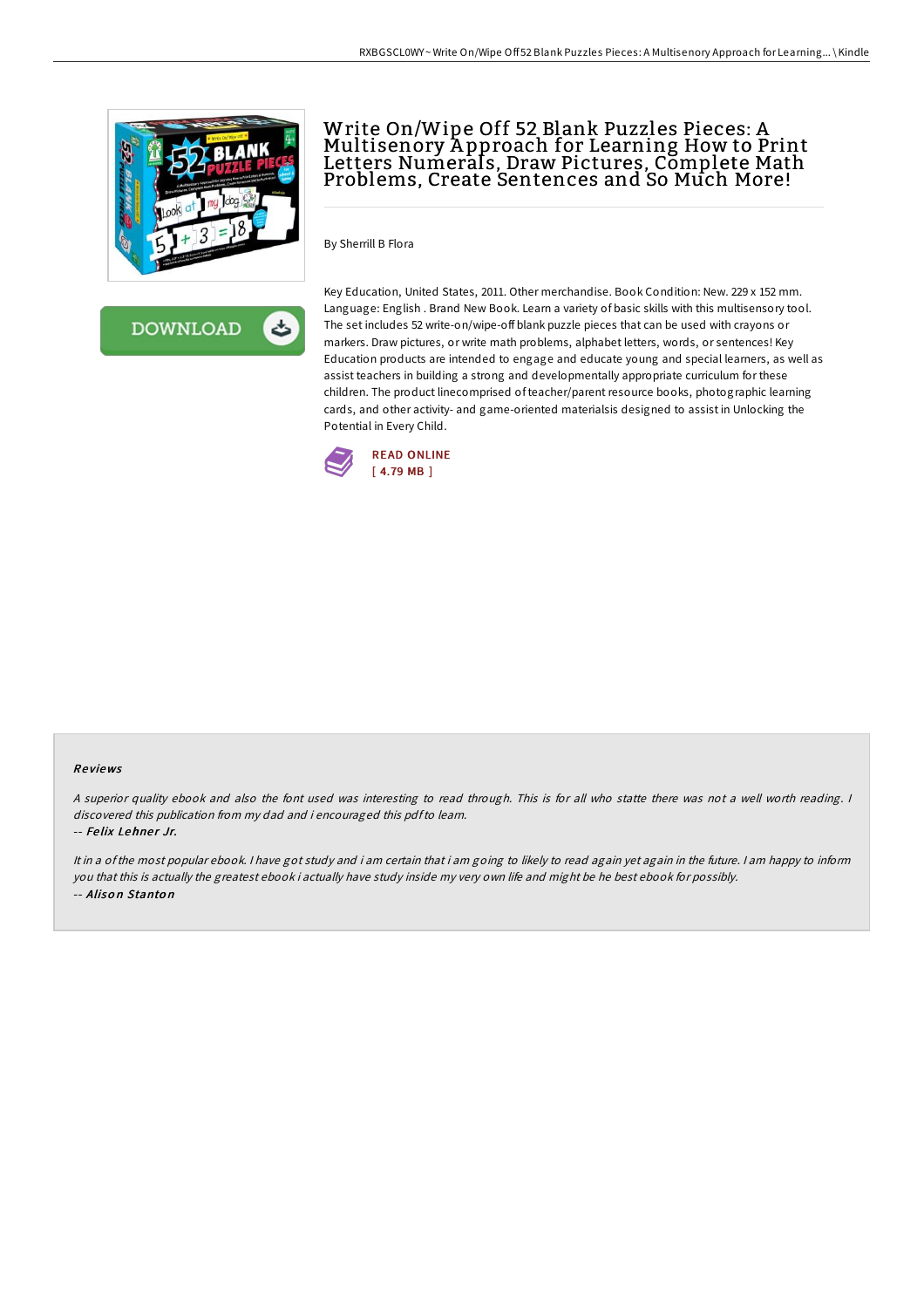# Write On/Wipe Off 52 Blank Puzzles Pieces: A Multisenory Approach for Learning How to Print Letters Numerals, Draw Pictures, Complete Math Problems, Create Sentences and So Much More!

By Sherrill B Flora

Key Education, United States, 2011. Other merchandise. Book Condition: New. 229 x 152 mm. Language: English . Brand New Book. Learn a variety of basic skills with this multisensory tool. The set includes 52 write-on/wipe-off blank puzzle pieces that can be used with crayons or markers. Draw pictures, or write math problems, alphabet letters, words, or sentences! Key Education products are intended to engage and educate young and special learners, as well as assist teachers in building a strong and developmentally appropriate curriculum for these children. The product linecomprised of teacher/parent resource books, photographic learning cards, and other activity- and game-oriented materialsis designed to assist in Unlocking the Potential in Every Child.

READ ONLINE
[ 4.79 MB ]

### Reviews

*A superior quality ebook and also the font used was interesting to read through. This is for all who statte there was not a well worth reading. I discovered this publication from my dad and i encouraged this pdf to learn.*

-- *Felix Lehner Jr.*

*It in a of the most popular ebook. I have got study and i am certain that i am going to likely to read again yet again in the future. I am happy to inform you that this is actually the greatest ebook i actually have study inside my very own life and might be he best ebook for possibly.*

-- *Alison Stanton*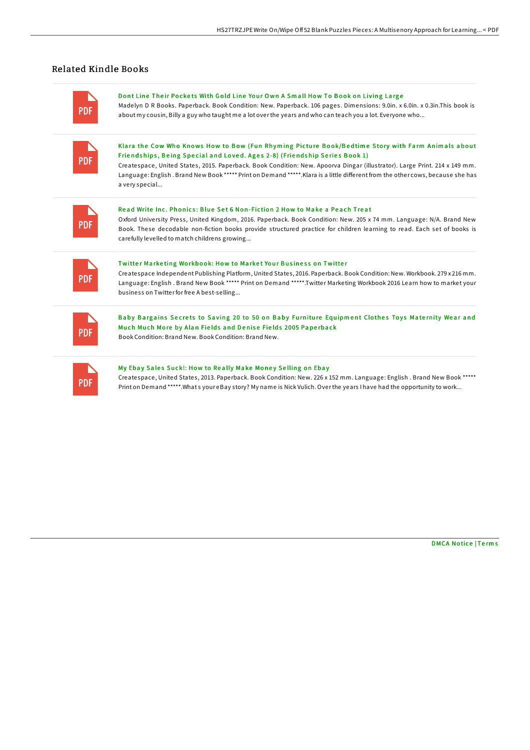## Related Kindle Books

PDF

**Dont Line Their Pockets With Gold Line Your Own A Small How To Book on Living Large**

Madelyn D R Books. Paperback. Book Condition: New. Paperback. 106 pages. Dimensions: 9.0in. x 6.0in. x 0.3in.This book is about my cousin, Billy a guy who taught me a lot over the years and who can teach you a lot. Everyone who...

PDF

**Klara the Cow Who Knows How to Bow (Fun Rhyming Picture Book/Bedtime Story with Farm Animals about Friendships, Being Special and Loved. Ages 2-8) (Friendship Series Book 1)**

Createspace, United States, 2015. Paperback. Book Condition: New. Apoorva Dingar (illustrator). Large Print. 214 x 149 mm. Language: English . Brand New Book ***** Print on Demand *****.Klara is a little different from the other cows, because she has a very special...

PDF

**Read Write Inc. Phonics: Blue Set 6 Non-Fiction 2 How to Make a Peach Treat**

Oxford University Press, United Kingdom, 2016. Paperback. Book Condition: New. 205 x 74 mm. Language: N/A. Brand New Book. These decodable non-fiction books provide structured practice for children learning to read. Each set of books is carefully levelled to match childrens growing...

PDF

**Twitter Marketing Workbook: How to Market Your Business on Twitter**

Createspace Independent Publishing Platform, United States, 2016. Paperback. Book Condition: New. Workbook. 279 x 216 mm. Language: English . Brand New Book ***** Print on Demand *****.Twitter Marketing Workbook 2016 Learn how to market your business on Twitter for free A best-selling...

PDF

**Baby Bargains Secrets to Saving 20 to 50 on Baby Furniture Equipment Clothes Toys Maternity Wear and Much Much More by Alan Fields and Denise Fields 2005 Paperback**

Book Condition: Brand New. Book Condition: Brand New.

PDF

**My Ebay Sales Suck!: How to Really Make Money Selling on Ebay**

Createspace, United States, 2013. Paperback. Book Condition: New. 226 x 152 mm. Language: English . Brand New Book ***** Print on Demand *****.Whats your eBay story? My name is Nick Vulich. Over the years I have had the opportunity to work...

DMCA Notice | Terms